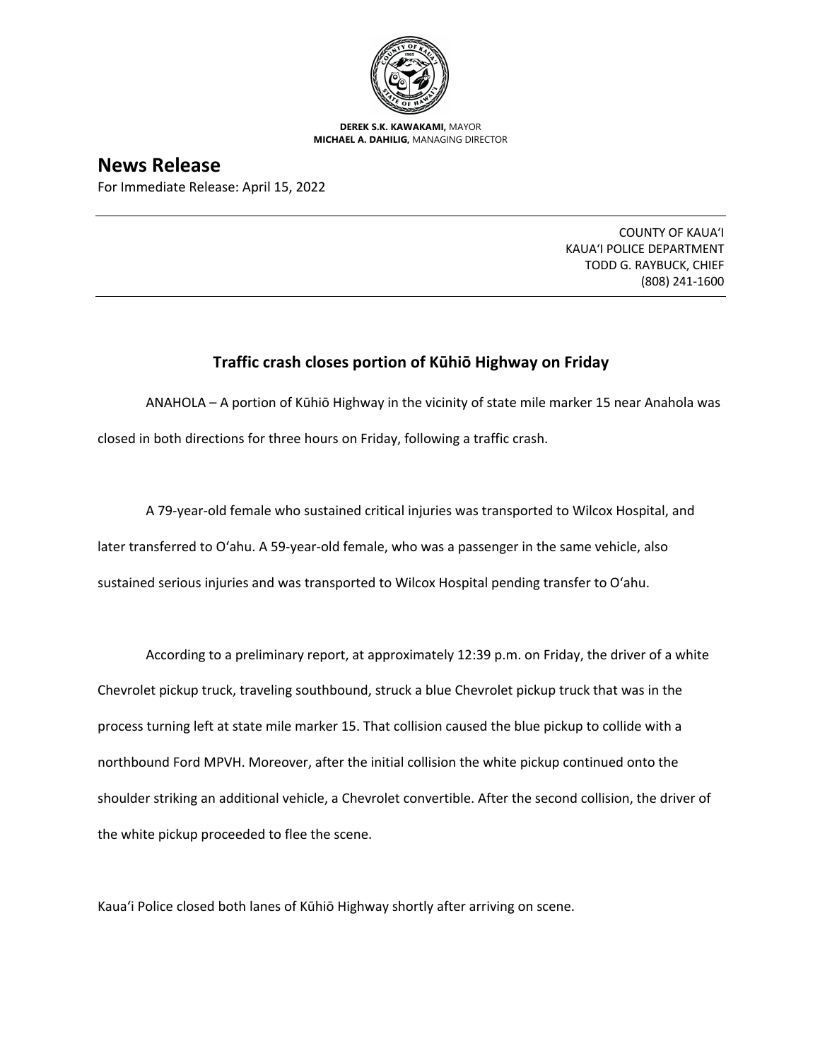**DEREK S.K. KAWAKAMI,** MAYOR
**MICHAEL A. DAHILIG,** MANAGING DIRECTOR

# News Release

For Immediate Release: April 15, 2022

COUNTY OF KAUAʻI
KAUAʻI POLICE DEPARTMENT
TODD G. RAYBUCK, CHIEF
(808) 241-1600

## Traffic crash closes portion of Kūhiō Highway on Friday

ANAHOLA – A portion of Kūhiō Highway in the vicinity of state mile marker 15 near Anahola was closed in both directions for three hours on Friday, following a traffic crash.

A 79-year-old female who sustained critical injuries was transported to Wilcox Hospital, and later transferred to Oʻahu. A 59-year-old female, who was a passenger in the same vehicle, also sustained serious injuries and was transported to Wilcox Hospital pending transfer to Oʻahu.

According to a preliminary report, at approximately 12:39 p.m. on Friday, the driver of a white Chevrolet pickup truck, traveling southbound, struck a blue Chevrolet pickup truck that was in the process turning left at state mile marker 15. That collision caused the blue pickup to collide with a northbound Ford MPVH. Moreover, after the initial collision the white pickup continued onto the shoulder striking an additional vehicle, a Chevrolet convertible. After the second collision, the driver of the white pickup proceeded to flee the scene.

Kauaʻi Police closed both lanes of Kūhiō Highway shortly after arriving on scene.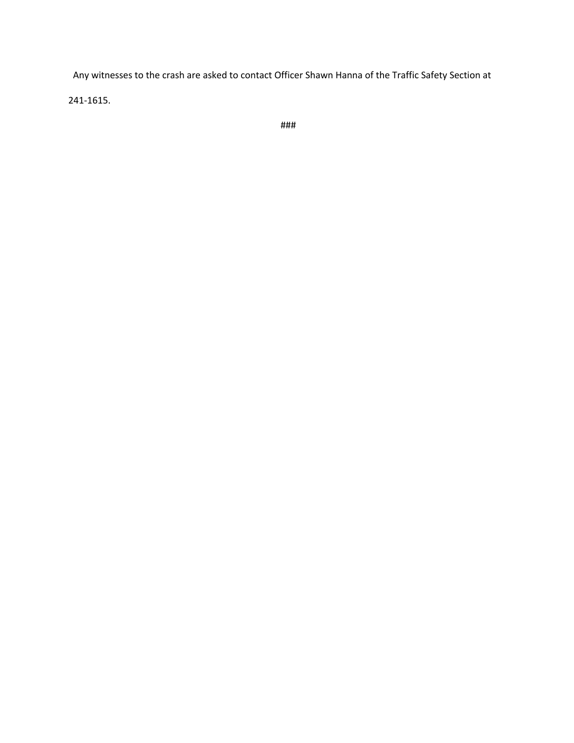Any witnesses to the crash are asked to contact Officer Shawn Hanna of the Traffic Safety Section at 241-1615.

###